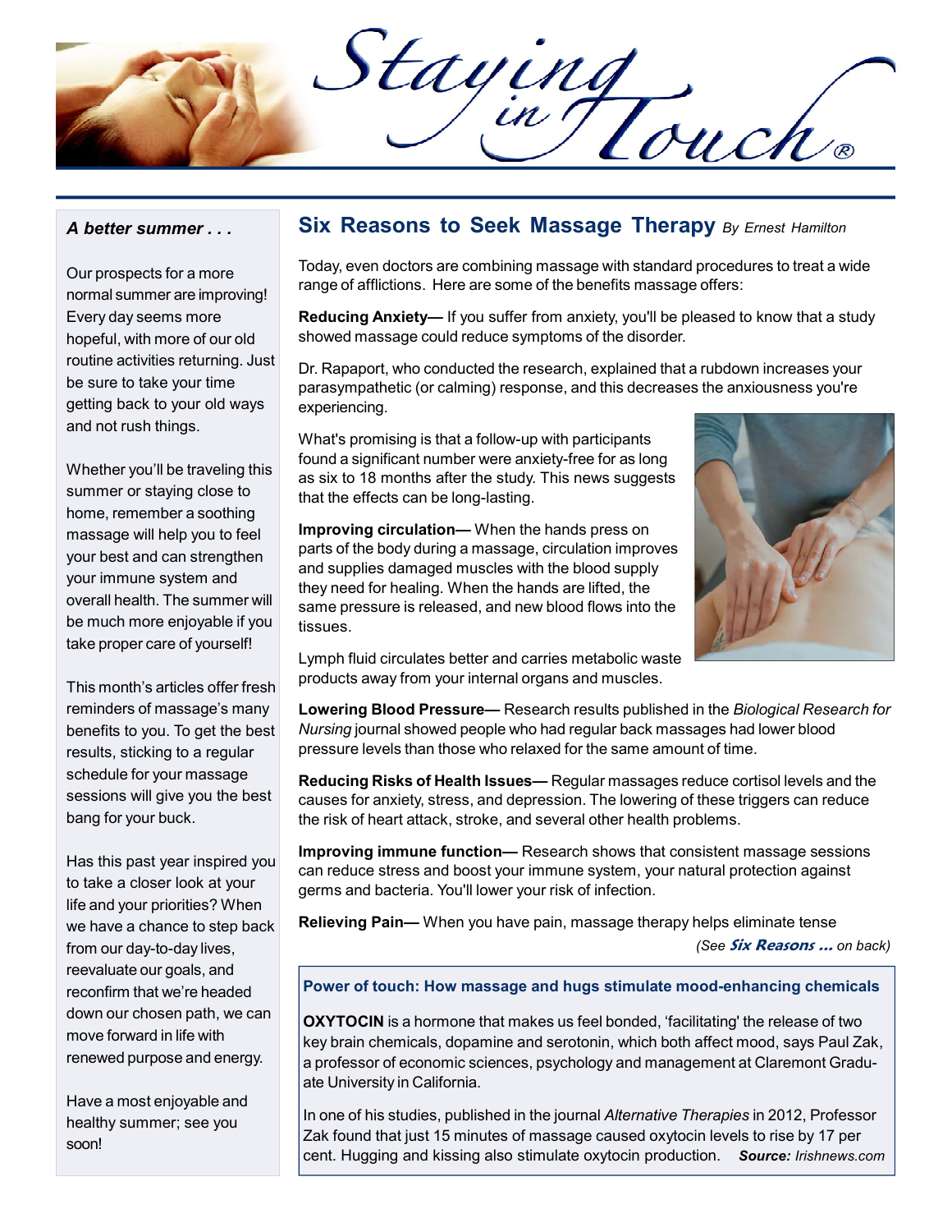# Staying in Touch®

### *A better summer . . .*

Our prospects for a more normal summer are improving! Every day seems more hopeful, with more of our old routine activities returning. Just be sure to take your time getting back to your old ways and not rush things.

Whether you'll be traveling this summer or staying close to home, remember a soothing massage will help you to feel your best and can strengthen your immune system and overall health. The summer will be much more enjoyable if you take proper care of yourself!

This month's articles offer fresh reminders of massage's many benefits to you. To get the best results, sticking to a regular schedule for your massage sessions will give you the best bang for your buck.

Has this past year inspired you to take a closer look at your life and your priorities? When we have a chance to step back from our day-to-day lives, reevaluate our goals, and reconfirm that we're headed down our chosen path, we can move forward in life with renewed purpose and energy.

Have a most enjoyable and healthy summer; see you soon!

## Six Reasons to Seek Massage Therapy *By Ernest Hamilton*

Today, even doctors are combining massage with standard procedures to treat a wide range of afflictions. Here are some of the benefits massage offers:

**Reducing Anxiety—** If you suffer from anxiety, you'll be pleased to know that a study showed massage could reduce symptoms of the disorder.

Dr. Rapaport, who conducted the research, explained that a rubdown increases your parasympathetic (or calming) response, and this decreases the anxiousness you're experiencing.

What's promising is that a follow-up with participants found a significant number were anxiety-free for as long as six to 18 months after the study. This news suggests that the effects can be long-lasting.

**Improving circulation—** When the hands press on parts of the body during a massage, circulation improves and supplies damaged muscles with the blood supply they need for healing. When the hands are lifted, the same pressure is released, and new blood flows into the tissues.

Lymph fluid circulates better and carries metabolic waste products away from your internal organs and muscles.

**Lowering Blood Pressure—** Research results published in the *Biological Research for Nursing* journal showed people who had regular back massages had lower blood pressure levels than those who relaxed for the same amount of time.

**Reducing Risks of Health Issues—** Regular massages reduce cortisol levels and the causes for anxiety, stress, and depression. The lowering of these triggers can reduce the risk of heart attack, stroke, and several other health problems.

**Improving immune function—** Research shows that consistent massage sessions can reduce stress and boost your immune system, your natural protection against germs and bacteria. You'll lower your risk of infection.

**Relieving Pain—** When you have pain, massage therapy helps eliminate tense

*(See **Six Reasons ...** on back)*

### Power of touch: How massage and hugs stimulate mood-enhancing chemicals

**OXYTOCIN** is a hormone that makes us feel bonded, 'facilitating' the release of two key brain chemicals, dopamine and serotonin, which both affect mood, says Paul Zak, a professor of economic sciences, psychology and management at Claremont Graduate University in California.

In one of his studies, published in the journal *Alternative Therapies* in 2012, Professor Zak found that just 15 minutes of massage caused oxytocin levels to rise by 17 per cent. Hugging and kissing also stimulate oxytocin production. ***Source:*** *Irishnews.com*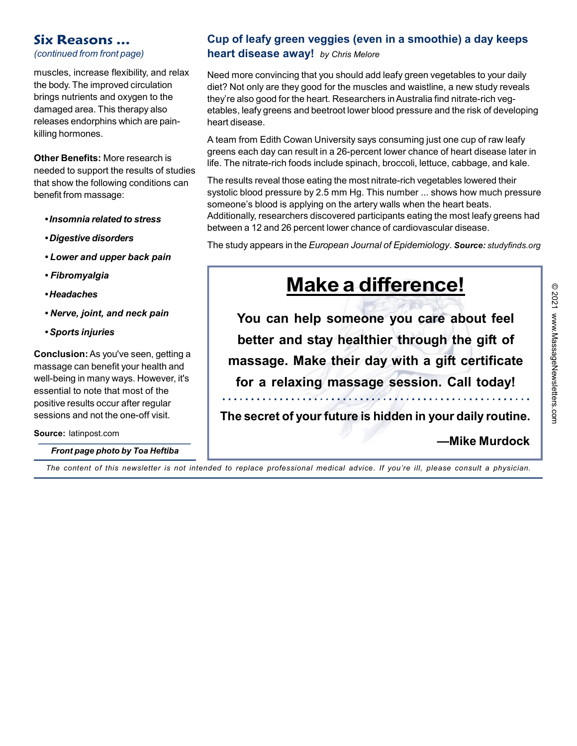## Six Reasons ...

*(continued from front page)*

muscles, increase flexibility, and relax the body. The improved circulation brings nutrients and oxygen to the damaged area. This therapy also releases endorphins which are pain-killing hormones.

**Other Benefits:** More research is needed to support the results of studies that show the following conditions can benefit from massage:

- ***Insomnia related to stress***
- ***Digestive disorders***
- ***Lower and upper back pain***
- ***Fibromyalgia***
- ***Headaches***
- ***Nerve, joint, and neck pain***
- ***Sports injuries***

**Conclusion:** As you've seen, getting a massage can benefit your health and well-being in many ways. However, it's essential to note that most of the positive results occur after regular sessions and not the one-off visit.

**Source:** latinpost.com

***Front page photo by Toa Heftiba***

## Cup of leafy green veggies (even in a smoothie) a day keeps heart disease away! *by Chris Melore*

Need more convincing that you should add leafy green vegetables to your daily diet? Not only are they good for the muscles and waistline, a new study reveals they're also good for the heart. Researchers in Australia find nitrate-rich vegetables, leafy greens and beetroot lower blood pressure and the risk of developing heart disease.

A team from Edith Cowan University says consuming just one cup of raw leafy greens each day can result in a 26-percent lower chance of heart disease later in life. The nitrate-rich foods include spinach, broccoli, lettuce, cabbage, and kale.

The results reveal those eating the most nitrate-rich vegetables lowered their systolic blood pressure by 2.5 mm Hg. This number ... shows how much pressure someone's blood is applying on the artery walls when the heart beats. Additionally, researchers discovered participants eating the most leafy greens had between a 12 and 26 percent lower chance of cardiovascular disease.

The study appears in the *European Journal of Epidemiology*. ***Source:*** *studyfinds.org*

## Make a difference!

**You can help someone you care about feel better and stay healthier through the gift of massage. Make their day with a gift certificate for a relaxing massage session. Call today!**

**The secret of your future is hidden in your daily routine.**

**—Mike Murdock**

*The content of this newsletter is not intended to replace professional medical advice. If you're ill, please consult a physician.*

© 2021 www.MassageNewsletters.com